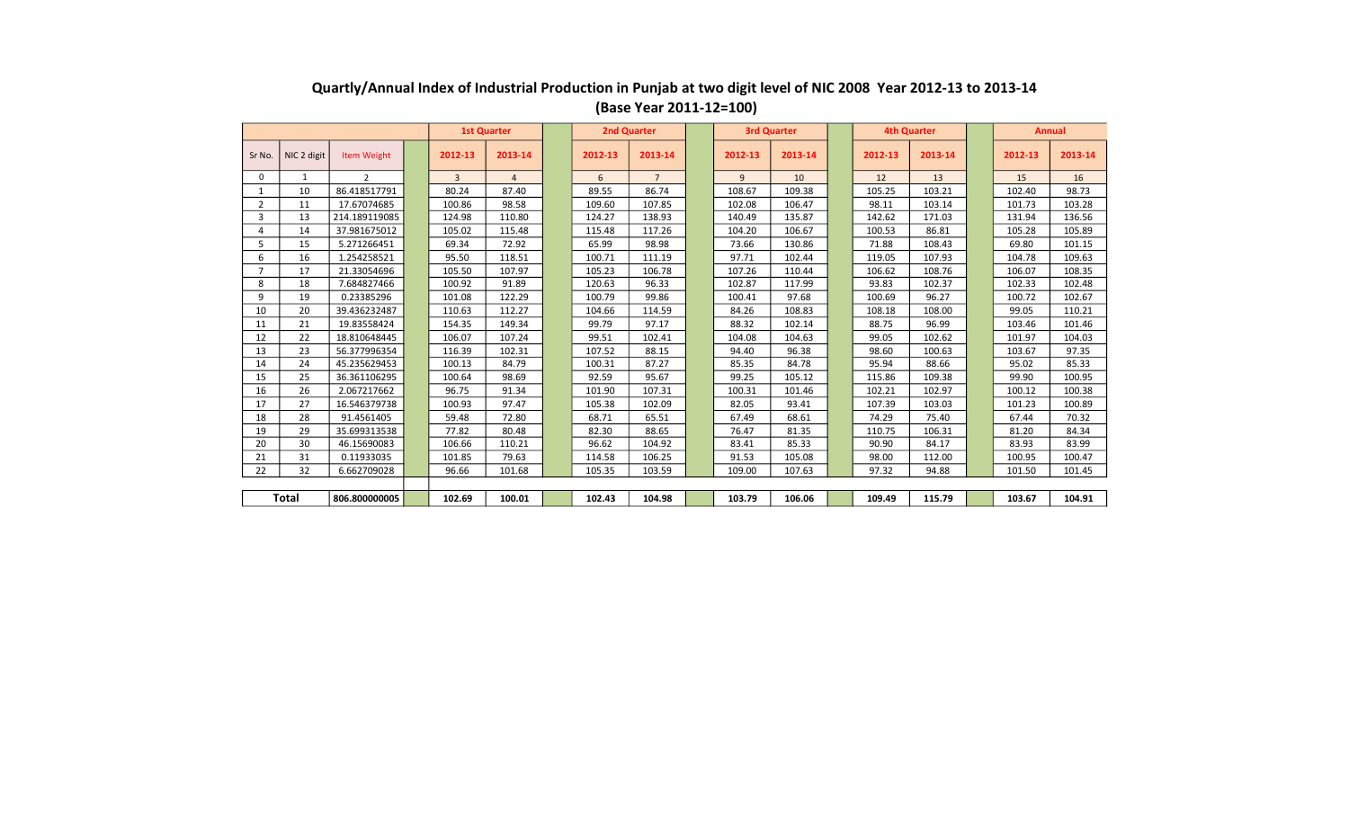# Quartly/Annual Index of Industrial Production in Punjab at two digit level of NIC 2008 Year 2012-13 to 2013-14

## (Base Year 2011-12=100)

| Sr No. | NIC 2 digit | Item Weight | 1st Quarter | | 2nd Quarter | | 3rd Quarter | | 4th Quarter | | Annual | |
|---|---|---|---|---|---|---|---|---|---|---|---|---|
| | | | 2012-13 | 2013-14 | 2012-13 | 2013-14 | 2012-13 | 2013-14 | 2012-13 | 2013-14 | 2012-13 | 2013-14 |
| 0 | 1 | 2 | 3 | 4 | 6 | 7 | 9 | 10 | 12 | 13 | 15 | 16 |
| 1 | 10 | 86.418517791 | 80.24 | 87.40 | 89.55 | 86.74 | 108.67 | 109.38 | 105.25 | 103.21 | 102.40 | 98.73 |
| 2 | 11 | 17.67074685 | 100.86 | 98.58 | 109.60 | 107.85 | 102.08 | 106.47 | 98.11 | 103.14 | 101.73 | 103.28 |
| 3 | 13 | 214.189119085 | 124.98 | 110.80 | 124.27 | 138.93 | 140.49 | 135.87 | 142.62 | 171.03 | 131.94 | 136.56 |
| 4 | 14 | 37.981675012 | 105.02 | 115.48 | 115.48 | 117.26 | 104.20 | 106.67 | 100.53 | 86.81 | 105.28 | 105.89 |
| 5 | 15 | 5.271266451 | 69.34 | 72.92 | 65.99 | 98.98 | 73.66 | 130.86 | 71.88 | 108.43 | 69.80 | 101.15 |
| 6 | 16 | 1.254258521 | 95.50 | 118.51 | 100.71 | 111.19 | 97.71 | 102.44 | 119.05 | 107.93 | 104.78 | 109.63 |
| 7 | 17 | 21.33054696 | 105.50 | 107.97 | 105.23 | 106.78 | 107.26 | 110.44 | 106.62 | 108.76 | 106.07 | 108.35 |
| 8 | 18 | 7.684827466 | 100.92 | 91.89 | 120.63 | 96.33 | 102.87 | 117.99 | 93.83 | 102.37 | 102.33 | 102.48 |
| 9 | 19 | 0.23385296 | 101.08 | 122.29 | 100.79 | 99.86 | 100.41 | 97.68 | 100.69 | 96.27 | 100.72 | 102.67 |
| 10 | 20 | 39.436232487 | 110.63 | 112.27 | 104.66 | 114.59 | 84.26 | 108.83 | 108.18 | 108.00 | 99.05 | 110.21 |
| 11 | 21 | 19.83558424 | 154.35 | 149.34 | 99.79 | 97.17 | 88.32 | 102.14 | 88.75 | 96.99 | 103.46 | 101.46 |
| 12 | 22 | 18.810648845 | 106.07 | 107.24 | 99.51 | 102.41 | 104.08 | 104.63 | 99.05 | 102.62 | 101.97 | 104.03 |
| 13 | 23 | 56.377996354 | 116.39 | 102.31 | 107.52 | 88.15 | 94.40 | 96.38 | 98.60 | 100.63 | 103.67 | 97.35 |
| 14 | 24 | 45.235629453 | 100.13 | 84.79 | 100.31 | 87.27 | 85.35 | 84.78 | 95.94 | 88.66 | 95.02 | 85.33 |
| 15 | 25 | 36.361106295 | 100.64 | 98.69 | 92.59 | 95.67 | 99.25 | 105.12 | 115.86 | 109.38 | 99.90 | 100.95 |
| 16 | 26 | 2.067217662 | 96.75 | 91.34 | 101.90 | 107.31 | 100.31 | 101.46 | 102.21 | 102.97 | 100.12 | 100.38 |
| 17 | 27 | 16.546379738 | 100.93 | 97.47 | 105.38 | 102.09 | 82.05 | 93.41 | 107.39 | 103.03 | 101.23 | 100.89 |
| 18 | 28 | 91.4561405 | 59.48 | 72.80 | 68.71 | 65.51 | 67.49 | 68.61 | 74.29 | 75.40 | 67.44 | 70.32 |
| 19 | 29 | 35.699313538 | 77.82 | 80.48 | 82.30 | 88.65 | 76.47 | 81.35 | 110.75 | 106.31 | 81.20 | 84.34 |
| 20 | 30 | 46.15690083 | 106.66 | 110.21 | 96.62 | 104.92 | 83.41 | 85.33 | 90.90 | 84.17 | 83.93 | 83.99 |
| 21 | 31 | 0.11933035 | 101.85 | 79.63 | 114.58 | 106.25 | 91.53 | 105.08 | 98.00 | 112.00 | 100.95 | 100.47 |
| 22 | 32 | 6.662709028 | 96.66 | 101.68 | 105.35 | 103.59 | 109.00 | 107.63 | 97.32 | 94.88 | 101.50 | 101.45 |
| **Total** | | **806.800000005** | **102.69** | **100.01** | **102.43** | **104.98** | **103.79** | **106.06** | **109.49** | **115.79** | **103.67** | **104.91** |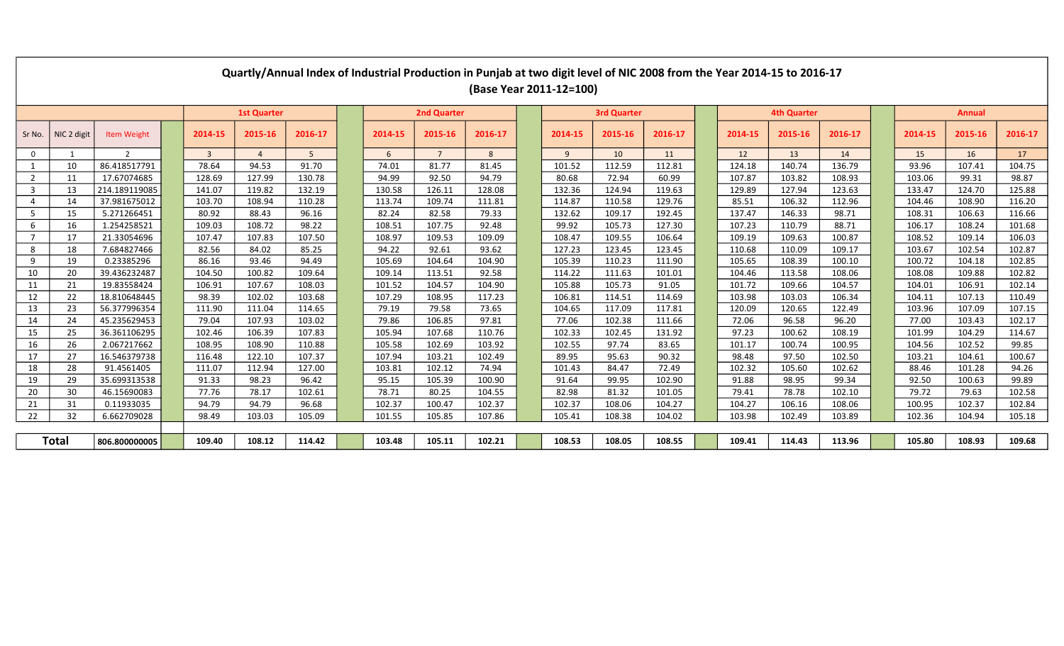# Quartly/Annual Index of Industrial Production in Punjab at two digit level of NIC 2008 from the Year 2014-15 to 2016-17

**(Base Year 2011-12=100)**

| | | | 1st Quarter | | | 2nd Quarter | | | 3rd Quarter | | | 4th Quarter | | | Annual | | |
|---|---|---|---|---|---|---|---|---|---|---|---|---|---|---|---|---|---|
| Sr No. | NIC 2 digit | Item Weight | 2014-15 | 2015-16 | 2016-17 | 2014-15 | 2015-16 | 2016-17 | 2014-15 | 2015-16 | 2016-17 | 2014-15 | 2015-16 | 2016-17 | 2014-15 | 2015-16 | 2016-17 |
| 0 | 1 | 2 | 3 | 4 | 5 | 6 | 7 | 8 | 9 | 10 | 11 | 12 | 13 | 14 | 15 | 16 | 17 |
| 1 | 10 | 86.418517791 | 78.64 | 94.53 | 91.70 | 74.01 | 81.77 | 81.45 | 101.52 | 112.59 | 112.81 | 124.18 | 140.74 | 136.79 | 93.96 | 107.41 | 104.75 |
| 2 | 11 | 17.67074685 | 128.69 | 127.99 | 130.78 | 94.99 | 92.50 | 94.79 | 80.68 | 72.94 | 60.99 | 107.87 | 103.82 | 108.93 | 103.06 | 99.31 | 98.87 |
| 3 | 13 | 214.189119085 | 141.07 | 119.82 | 132.19 | 130.58 | 126.11 | 128.08 | 132.36 | 124.94 | 119.63 | 129.89 | 127.94 | 123.63 | 133.47 | 124.70 | 125.88 |
| 4 | 14 | 37.981675012 | 103.70 | 108.94 | 110.28 | 113.74 | 109.74 | 111.81 | 114.87 | 110.58 | 129.76 | 85.51 | 106.32 | 112.96 | 104.46 | 108.90 | 116.20 |
| 5 | 15 | 5.271266451 | 80.92 | 88.43 | 96.16 | 82.24 | 82.58 | 79.33 | 132.62 | 109.17 | 192.45 | 137.47 | 146.33 | 98.71 | 108.31 | 106.63 | 116.66 |
| 6 | 16 | 1.254258521 | 109.03 | 108.72 | 98.22 | 108.51 | 107.75 | 92.48 | 99.92 | 105.73 | 127.30 | 107.23 | 110.79 | 88.71 | 106.17 | 108.24 | 101.68 |
| 7 | 17 | 21.33054696 | 107.47 | 107.83 | 107.50 | 108.97 | 109.53 | 109.09 | 108.47 | 109.55 | 106.64 | 109.19 | 109.63 | 100.87 | 108.52 | 109.14 | 106.03 |
| 8 | 18 | 7.684827466 | 82.56 | 84.02 | 85.25 | 94.22 | 92.61 | 93.62 | 127.23 | 123.45 | 123.45 | 110.68 | 110.09 | 109.17 | 103.67 | 102.54 | 102.87 |
| 9 | 19 | 0.23385296 | 86.16 | 93.46 | 94.49 | 105.69 | 104.64 | 104.90 | 105.39 | 110.23 | 111.90 | 105.65 | 108.39 | 100.10 | 100.72 | 104.18 | 102.85 |
| 10 | 20 | 39.436232487 | 104.50 | 100.82 | 109.64 | 109.14 | 113.51 | 92.58 | 114.22 | 111.63 | 101.01 | 104.46 | 113.58 | 108.06 | 108.08 | 109.88 | 102.82 |
| 11 | 21 | 19.83558424 | 106.91 | 107.67 | 108.03 | 101.52 | 104.57 | 104.90 | 105.88 | 105.73 | 91.05 | 101.72 | 109.66 | 104.57 | 104.01 | 106.91 | 102.14 |
| 12 | 22 | 18.810648445 | 98.39 | 102.02 | 103.68 | 107.29 | 108.95 | 117.23 | 106.81 | 114.51 | 114.69 | 103.98 | 103.03 | 106.34 | 104.11 | 107.13 | 110.49 |
| 13 | 23 | 56.377996354 | 111.90 | 111.04 | 114.65 | 79.19 | 79.58 | 73.65 | 104.65 | 117.09 | 117.81 | 120.09 | 120.65 | 122.49 | 103.96 | 107.09 | 107.15 |
| 14 | 24 | 45.235629453 | 79.04 | 107.93 | 103.02 | 79.86 | 106.85 | 97.81 | 77.06 | 102.38 | 111.66 | 72.06 | 96.58 | 96.20 | 77.00 | 103.43 | 102.17 |
| 15 | 25 | 36.361106295 | 102.46 | 106.39 | 107.83 | 105.94 | 107.68 | 110.76 | 102.33 | 102.45 | 131.92 | 97.23 | 100.62 | 108.19 | 101.99 | 104.29 | 114.67 |
| 16 | 26 | 2.067217662 | 108.95 | 108.90 | 110.88 | 105.58 | 102.69 | 103.92 | 102.55 | 97.74 | 83.65 | 101.17 | 100.74 | 100.95 | 104.56 | 102.52 | 99.85 |
| 17 | 27 | 16.546379738 | 116.48 | 122.10 | 107.37 | 107.94 | 103.21 | 102.49 | 89.95 | 95.63 | 90.32 | 98.48 | 97.50 | 102.50 | 103.21 | 104.61 | 100.67 |
| 18 | 28 | 91.4561405 | 111.07 | 112.94 | 127.00 | 103.81 | 102.12 | 74.94 | 101.43 | 84.47 | 72.49 | 102.32 | 105.60 | 102.62 | 88.46 | 101.28 | 94.26 |
| 19 | 29 | 35.699313538 | 91.33 | 98.23 | 96.42 | 95.15 | 105.39 | 100.90 | 91.64 | 99.95 | 102.90 | 91.88 | 98.95 | 99.34 | 92.50 | 100.63 | 99.89 |
| 20 | 30 | 46.15690083 | 77.76 | 78.17 | 102.61 | 78.71 | 80.25 | 104.55 | 82.98 | 81.32 | 101.05 | 79.41 | 78.78 | 102.10 | 79.72 | 79.63 | 102.58 |
| 21 | 31 | 0.11933035 | 94.79 | 94.79 | 96.68 | 102.37 | 100.47 | 102.37 | 102.37 | 108.06 | 104.27 | 104.27 | 106.16 | 108.06 | 100.95 | 102.37 | 102.84 |
| 22 | 32 | 6.662709028 | 98.49 | 103.03 | 105.09 | 101.55 | 105.85 | 107.86 | 105.41 | 108.38 | 104.02 | 103.98 | 102.49 | 103.89 | 102.36 | 104.94 | 105.18 |
| **Total** | | **806.800000005** | **109.40** | **108.12** | **114.42** | **103.48** | **105.11** | **102.21** | **108.53** | **108.05** | **108.55** | **109.41** | **114.43** | **113.96** | **105.80** | **108.93** | **109.68** |